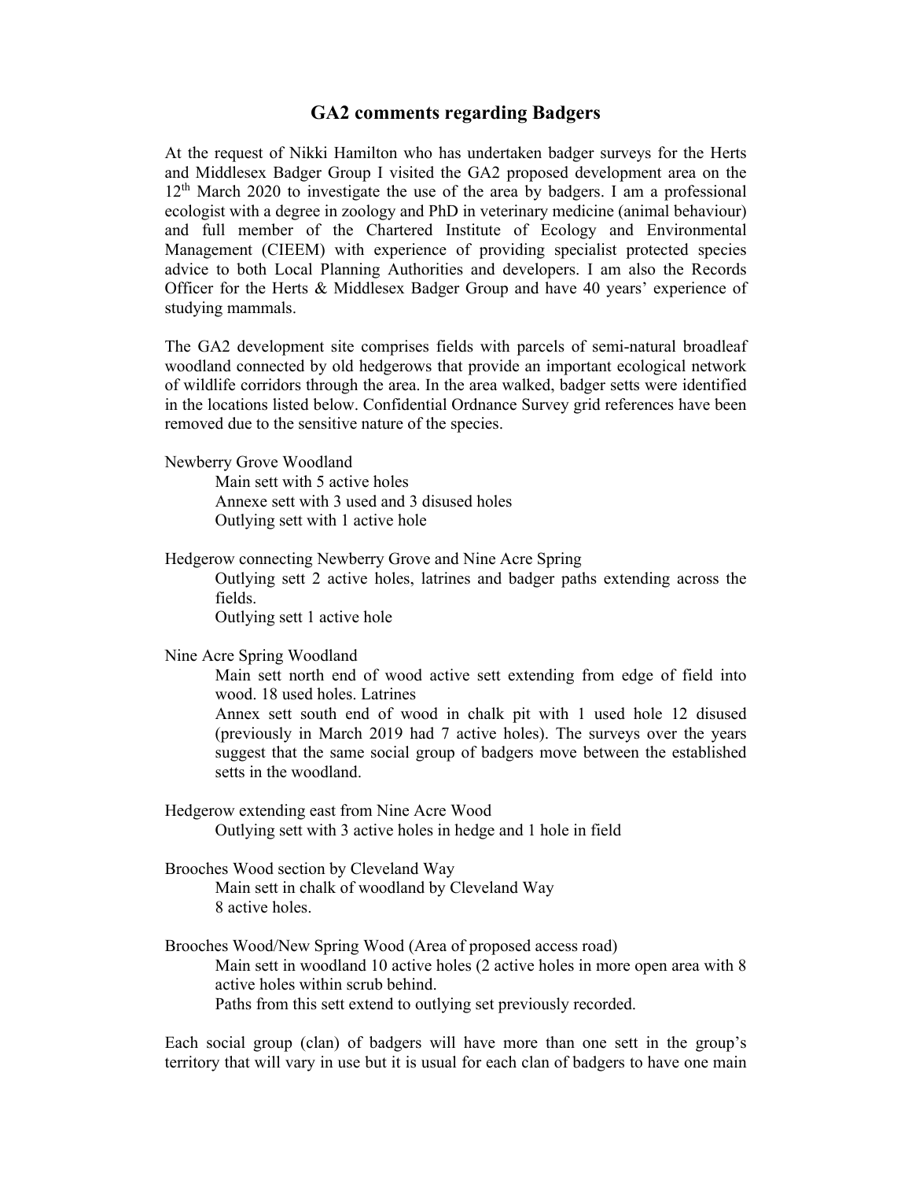# GA2 comments regarding Badgers

At the request of Nikki Hamilton who has undertaken badger surveys for the Herts and Middlesex Badger Group I visited the GA2 proposed development area on the 12th March 2020 to investigate the use of the area by badgers. I am a professional ecologist with a degree in zoology and PhD in veterinary medicine (animal behaviour) and full member of the Chartered Institute of Ecology and Environmental Management (CIEEM) with experience of providing specialist protected species advice to both Local Planning Authorities and developers. I am also the Records Officer for the Herts & Middlesex Badger Group and have 40 years' experience of studying mammals.

The GA2 development site comprises fields with parcels of semi-natural broadleaf woodland connected by old hedgerows that provide an important ecological network of wildlife corridors through the area. In the area walked, badger setts were identified in the locations listed below. Confidential Ordnance Survey grid references have been removed due to the sensitive nature of the species.

Newberry Grove Woodland

> Main sett with 5 active holes
> Annexe sett with 3 used and 3 disused holes
> Outlying sett with 1 active hole

Hedgerow connecting Newberry Grove and Nine Acre Spring

> Outlying sett 2 active holes, latrines and badger paths extending across the fields.
> Outlying sett 1 active hole

Nine Acre Spring Woodland

> Main sett north end of wood active sett extending from edge of field into wood. 18 used holes. Latrines
> Annex sett south end of wood in chalk pit with 1 used hole 12 disused (previously in March 2019 had 7 active holes). The surveys over the years suggest that the same social group of badgers move between the established setts in the woodland.

Hedgerow extending east from Nine Acre Wood

> Outlying sett with 3 active holes in hedge and 1 hole in field

Brooches Wood section by Cleveland Way

> Main sett in chalk of woodland by Cleveland Way
> 8 active holes.

Brooches Wood/New Spring Wood (Area of proposed access road)

> Main sett in woodland 10 active holes (2 active holes in more open area with 8 active holes within scrub behind.
> Paths from this sett extend to outlying set previously recorded.

Each social group (clan) of badgers will have more than one sett in the group's territory that will vary in use but it is usual for each clan of badgers to have one main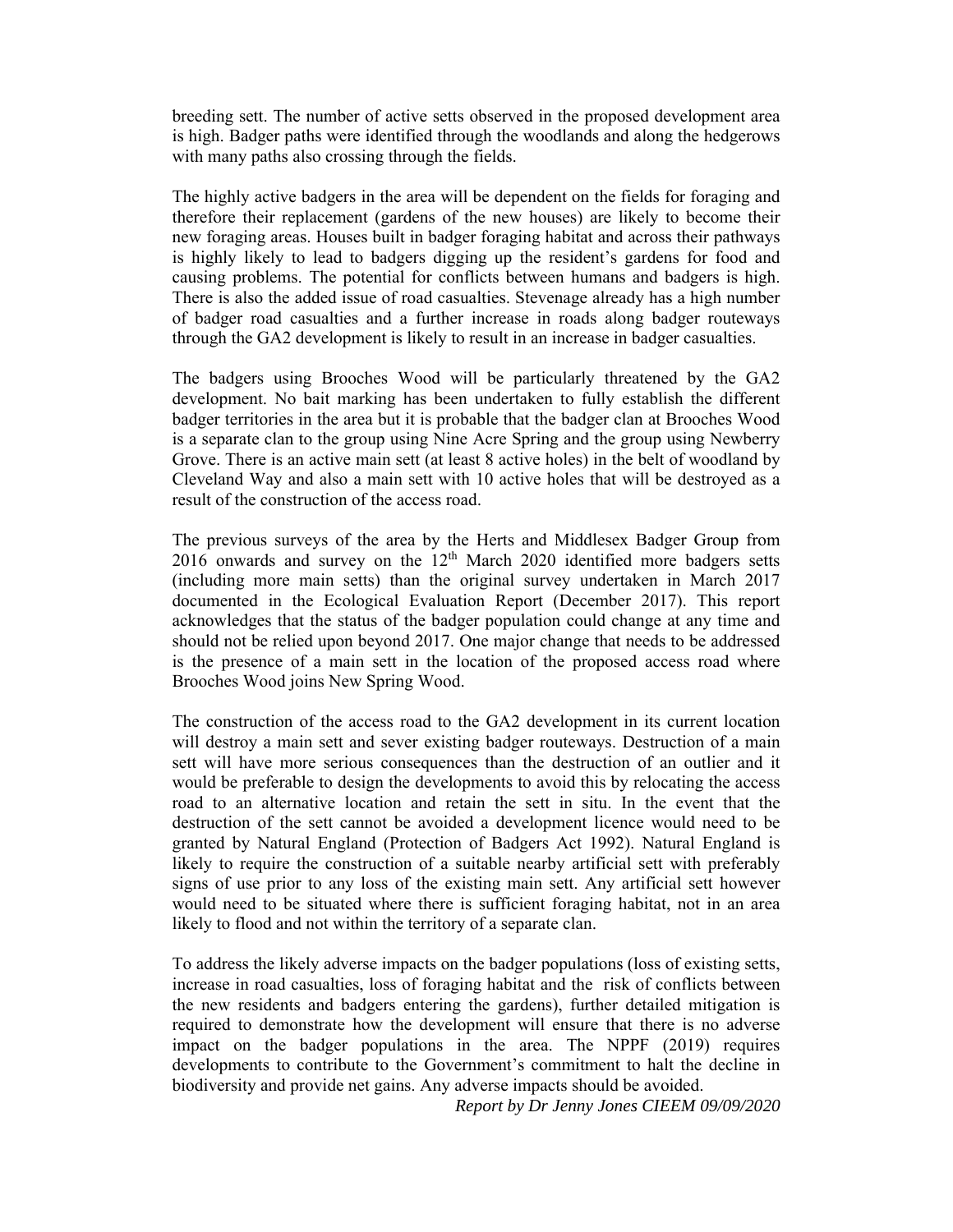breeding sett. The number of active setts observed in the proposed development area is high. Badger paths were identified through the woodlands and along the hedgerows with many paths also crossing through the fields.

The highly active badgers in the area will be dependent on the fields for foraging and therefore their replacement (gardens of the new houses) are likely to become their new foraging areas. Houses built in badger foraging habitat and across their pathways is highly likely to lead to badgers digging up the resident's gardens for food and causing problems. The potential for conflicts between humans and badgers is high. There is also the added issue of road casualties. Stevenage already has a high number of badger road casualties and a further increase in roads along badger routeways through the GA2 development is likely to result in an increase in badger casualties.

The badgers using Brooches Wood will be particularly threatened by the GA2 development. No bait marking has been undertaken to fully establish the different badger territories in the area but it is probable that the badger clan at Brooches Wood is a separate clan to the group using Nine Acre Spring and the group using Newberry Grove. There is an active main sett (at least 8 active holes) in the belt of woodland by Cleveland Way and also a main sett with 10 active holes that will be destroyed as a result of the construction of the access road.

The previous surveys of the area by the Herts and Middlesex Badger Group from 2016 onwards and survey on the 12th March 2020 identified more badgers setts (including more main setts) than the original survey undertaken in March 2017 documented in the Ecological Evaluation Report (December 2017). This report acknowledges that the status of the badger population could change at any time and should not be relied upon beyond 2017. One major change that needs to be addressed is the presence of a main sett in the location of the proposed access road where Brooches Wood joins New Spring Wood.

The construction of the access road to the GA2 development in its current location will destroy a main sett and sever existing badger routeways. Destruction of a main sett will have more serious consequences than the destruction of an outlier and it would be preferable to design the developments to avoid this by relocating the access road to an alternative location and retain the sett in situ. In the event that the destruction of the sett cannot be avoided a development licence would need to be granted by Natural England (Protection of Badgers Act 1992). Natural England is likely to require the construction of a suitable nearby artificial sett with preferably signs of use prior to any loss of the existing main sett. Any artificial sett however would need to be situated where there is sufficient foraging habitat, not in an area likely to flood and not within the territory of a separate clan.

To address the likely adverse impacts on the badger populations (loss of existing setts, increase in road casualties, loss of foraging habitat and the risk of conflicts between the new residents and badgers entering the gardens), further detailed mitigation is required to demonstrate how the development will ensure that there is no adverse impact on the badger populations in the area. The NPPF (2019) requires developments to contribute to the Government's commitment to halt the decline in biodiversity and provide net gains. Any adverse impacts should be avoided.

*Report by Dr Jenny Jones CIEEM 09/09/2020*